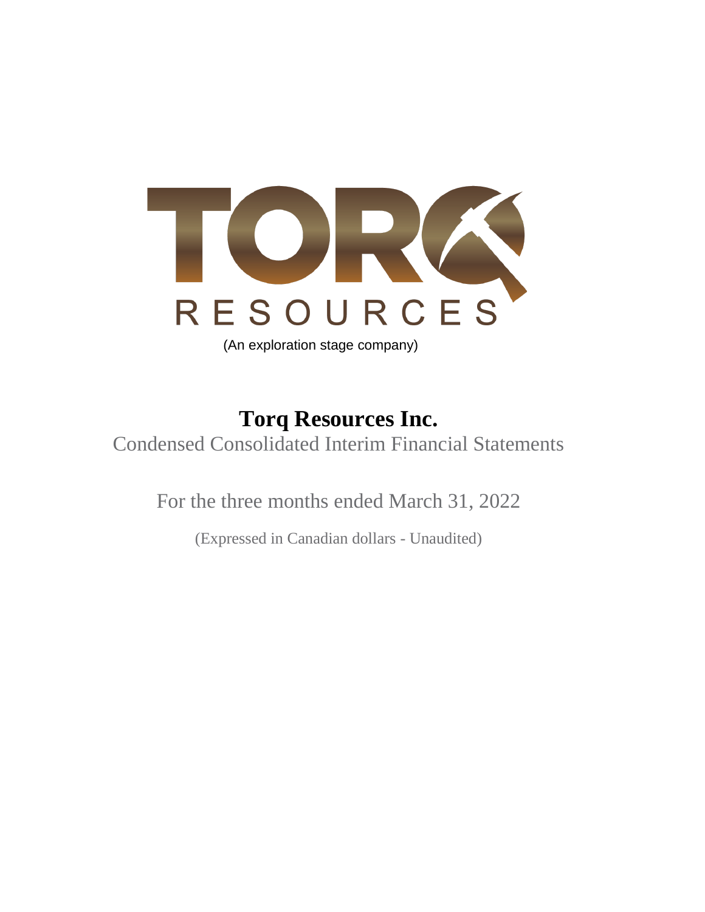TORQ RESOURCES

(An exploration stage company)

# Torq Resources Inc.

Condensed Consolidated Interim Financial Statements

For the three months ended March 31, 2022

(Expressed in Canadian dollars - Unaudited)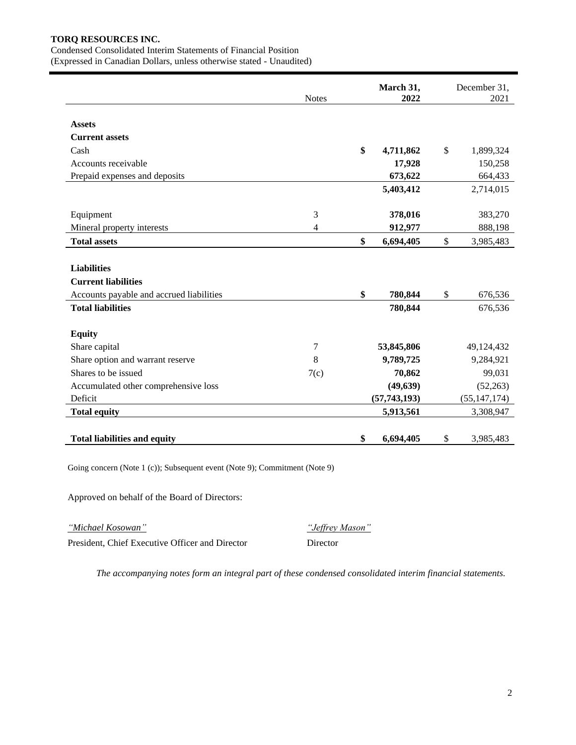**TORQ RESOURCES INC.**

Condensed Consolidated Interim Statements of Financial Position

(Expressed in Canadian Dollars, unless otherwise stated - Unaudited)

| | Notes | March 31, 2022 | December 31, 2021 |
|---|---|---|---|
| **Assets** | | | |
| **Current assets** | | | |
| Cash | | **$ 4,711,862** | $ 1,899,324 |
| Accounts receivable | | **17,928** | 150,258 |
| Prepaid expenses and deposits | | **673,622** | 664,433 |
| | | **5,403,412** | 2,714,015 |
| Equipment | 3 | **378,016** | 383,270 |
| Mineral property interests | 4 | **912,977** | 888,198 |
| **Total assets** | | **$ 6,694,405** | $ 3,985,483 |
| **Liabilities** | | | |
| **Current liabilities** | | | |
| Accounts payable and accrued liabilities | | **$ 780,844** | $ 676,536 |
| **Total liabilities** | | **780,844** | 676,536 |
| **Equity** | | | |
| Share capital | 7 | **53,845,806** | 49,124,432 |
| Share option and warrant reserve | 8 | **9,789,725** | 9,284,921 |
| Shares to be issued | 7(c) | **70,862** | 99,031 |
| Accumulated other comprehensive loss | | **(49,639)** | (52,263) |
| Deficit | | **(57,743,193)** | (55,147,174) |
| **Total equity** | | **5,913,561** | 3,308,947 |
| **Total liabilities and equity** | | **$ 6,694,405** | $ 3,985,483 |

Going concern (Note 1 (c)); Subsequent event (Note 9); Commitment (Note 9)

Approved on behalf of the Board of Directors:

*"Michael Kosowan"*
President, Chief Executive Officer and Director

*"Jeffrey Mason"*
Director

*The accompanying notes form an integral part of these condensed consolidated interim financial statements.*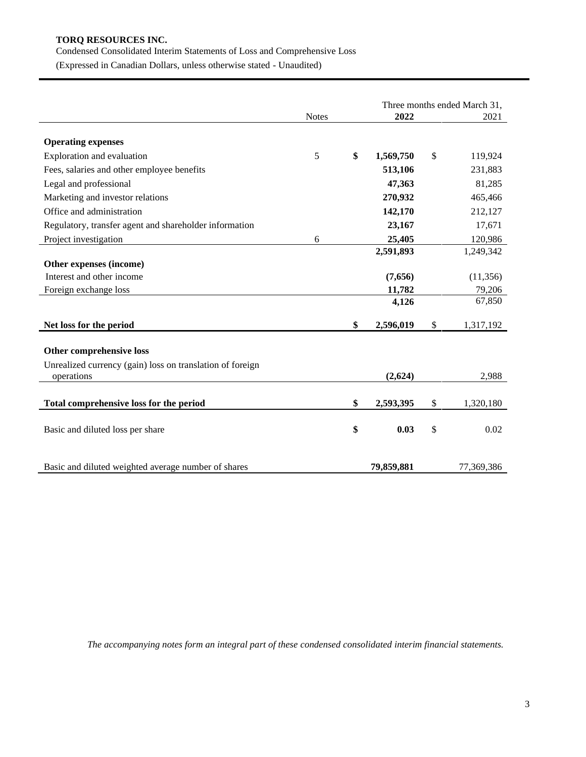**TORQ RESOURCES INC.**

Condensed Consolidated Interim Statements of Loss and Comprehensive Loss

(Expressed in Canadian Dollars, unless otherwise stated - Unaudited)

| | Notes | Three months ended March 31, 2022 | 2021 |
|---|---|---|---|
| **Operating expenses** | | | |
| Exploration and evaluation | 5 | **$ 1,569,750** | $ 119,924 |
| Fees, salaries and other employee benefits | | **513,106** | 231,883 |
| Legal and professional | | **47,363** | 81,285 |
| Marketing and investor relations | | **270,932** | 465,466 |
| Office and administration | | **142,170** | 212,127 |
| Regulatory, transfer agent and shareholder information | | **23,167** | 17,671 |
| Project investigation | 6 | **25,405** | 120,986 |
| | | **2,591,893** | 1,249,342 |
| **Other expenses (income)** | | | |
| Interest and other income | | **(7,656)** | (11,356) |
| Foreign exchange loss | | **11,782** | 79,206 |
| | | **4,126** | 67,850 |
| **Net loss for the period** | | **$ 2,596,019** | $ 1,317,192 |
| **Other comprehensive loss** | | | |
| Unrealized currency (gain) loss on translation of foreign operations | | **(2,624)** | 2,988 |
| **Total comprehensive loss for the period** | | **$ 2,593,395** | $ 1,320,180 |
| Basic and diluted loss per share | | **$ 0.03** | $ 0.02 |
| Basic and diluted weighted average number of shares | | **79,859,881** | 77,369,386 |

*The accompanying notes form an integral part of these condensed consolidated interim financial statements.*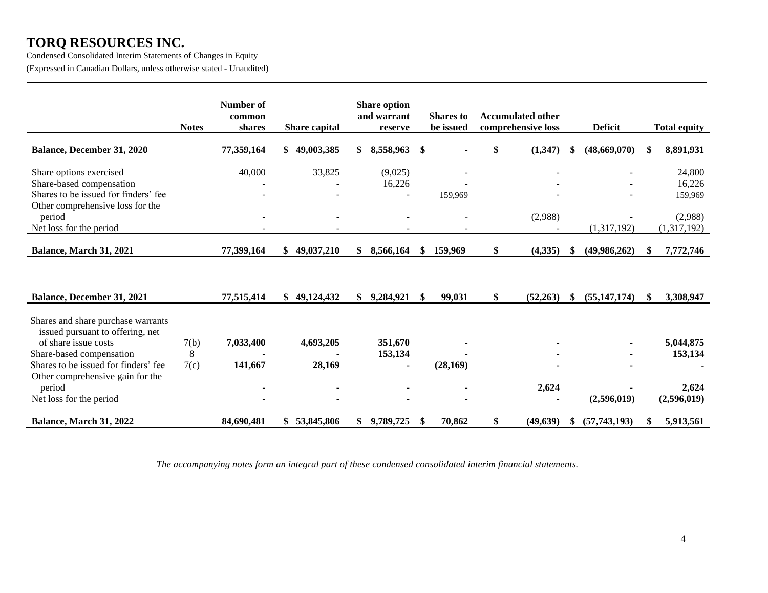# TORQ RESOURCES INC.

Condensed Consolidated Interim Statements of Changes in Equity

(Expressed in Canadian Dollars, unless otherwise stated - Unaudited)

| | Notes | Number of common shares | Share capital | Share option and warrant reserve | Shares to be issued | Accumulated other comprehensive loss | Deficit | Total equity |
|---|---|---|---|---|---|---|---|---|
| **Balance, December 31, 2020** | | **77,359,164** | **$ 49,003,385** | **$ 8,558,963** | **$ -** | **$ (1,347)** | **$ (48,669,070)** | **$ 8,891,931** |
| Share options exercised | | 40,000 | 33,825 | (9,025) | - | - | - | 24,800 |
| Share-based compensation | | - | - | 16,226 | - | - | - | 16,226 |
| Shares to be issued for finders' fee | | - | - | - | 159,969 | - | - | 159,969 |
| Other comprehensive loss for the period | | - | - | - | - | (2,988) | - | (2,988) |
| Net loss for the period | | - | - | - | - | - | (1,317,192) | (1,317,192) |
| **Balance, March 31, 2021** | | **77,399,164** | **$ 49,037,210** | **$ 8,566,164** | **$ 159,969** | **$ (4,335)** | **$ (49,986,262)** | **$ 7,772,746** |
| | | | | | | | | |
| **Balance, December 31, 2021** | | **77,515,414** | **$ 49,124,432** | **$ 9,284,921** | **$ 99,031** | **$ (52,263)** | **$ (55,147,174)** | **$ 3,308,947** |
| Shares and share purchase warrants issued pursuant to offering, net of share issue costs | 7(b) | **7,033,400** | **4,693,205** | **351,670** | **-** | **-** | **-** | **5,044,875** |
| Share-based compensation | 8 | **-** | **-** | **153,134** | **-** | **-** | **-** | **153,134** |
| Shares to be issued for finders' fee | 7(c) | **141,667** | **28,169** | **-** | **(28,169)** | **-** | **-** | **-** |
| Other comprehensive gain for the period | | **-** | **-** | **-** | **-** | **2,624** | **-** | **2,624** |
| Net loss for the period | | **-** | **-** | **-** | **-** | **-** | **(2,596,019)** | **(2,596,019)** |
| **Balance, March 31, 2022** | | **84,690,481** | **$ 53,845,806** | **$ 9,789,725** | **$ 70,862** | **$ (49,639)** | **$ (57,743,193)** | **$ 5,913,561** |

*The accompanying notes form an integral part of these condensed consolidated interim financial statements.*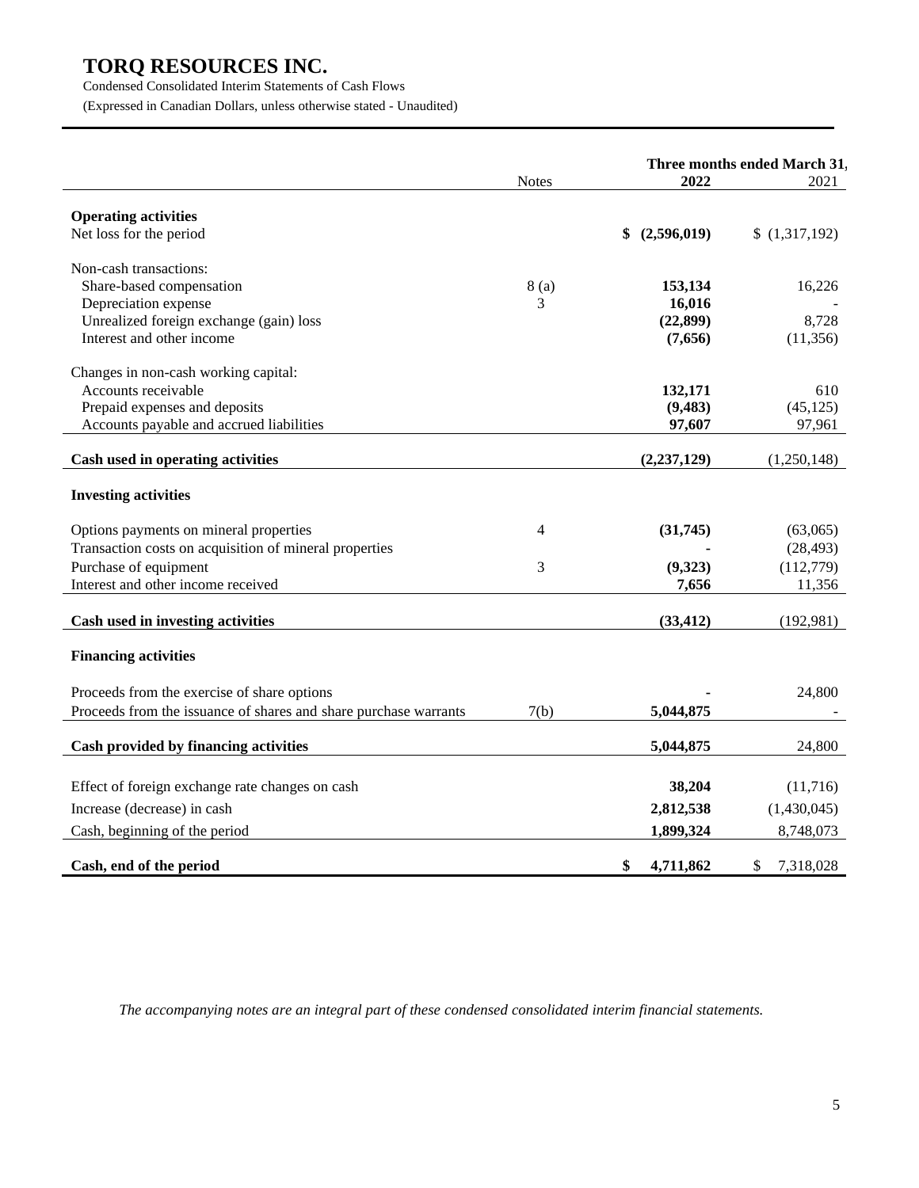# TORQ RESOURCES INC.

Condensed Consolidated Interim Statements of Cash Flows

(Expressed in Canadian Dollars, unless otherwise stated - Unaudited)

| | Notes | Three months ended March 31, 2022 | 2021 |
|---|---|---|---|
| **Operating activities** | | | |
| Net loss for the period | | **$ (2,596,019)** | $ (1,317,192) |
| Non-cash transactions: | | | |
| Share-based compensation | 8 (a) | **153,134** | 16,226 |
| Depreciation expense | 3 | **16,016** | - |
| Unrealized foreign exchange (gain) loss | | **(22,899)** | 8,728 |
| Interest and other income | | **(7,656)** | (11,356) |
| Changes in non-cash working capital: | | | |
| Accounts receivable | | **132,171** | 610 |
| Prepaid expenses and deposits | | **(9,483)** | (45,125) |
| Accounts payable and accrued liabilities | | **97,607** | 97,961 |
| **Cash used in operating activities** | | **(2,237,129)** | (1,250,148) |
| **Investing activities** | | | |
| Options payments on mineral properties | 4 | **(31,745)** | (63,065) |
| Transaction costs on acquisition of mineral properties | | **-** | (28,493) |
| Purchase of equipment | 3 | **(9,323)** | (112,779) |
| Interest and other income received | | **7,656** | 11,356 |
| **Cash used in investing activities** | | **(33,412)** | (192,981) |
| **Financing activities** | | | |
| Proceeds from the exercise of share options | | **-** | 24,800 |
| Proceeds from the issuance of shares and share purchase warrants | 7(b) | **5,044,875** | - |
| **Cash provided by financing activities** | | **5,044,875** | 24,800 |
| Effect of foreign exchange rate changes on cash | | **38,204** | (11,716) |
| Increase (decrease) in cash | | **2,812,538** | (1,430,045) |
| Cash, beginning of the period | | **1,899,324** | 8,748,073 |
| **Cash, end of the period** | | **$ 4,711,862** | $ 7,318,028 |

*The accompanying notes are an integral part of these condensed consolidated interim financial statements.*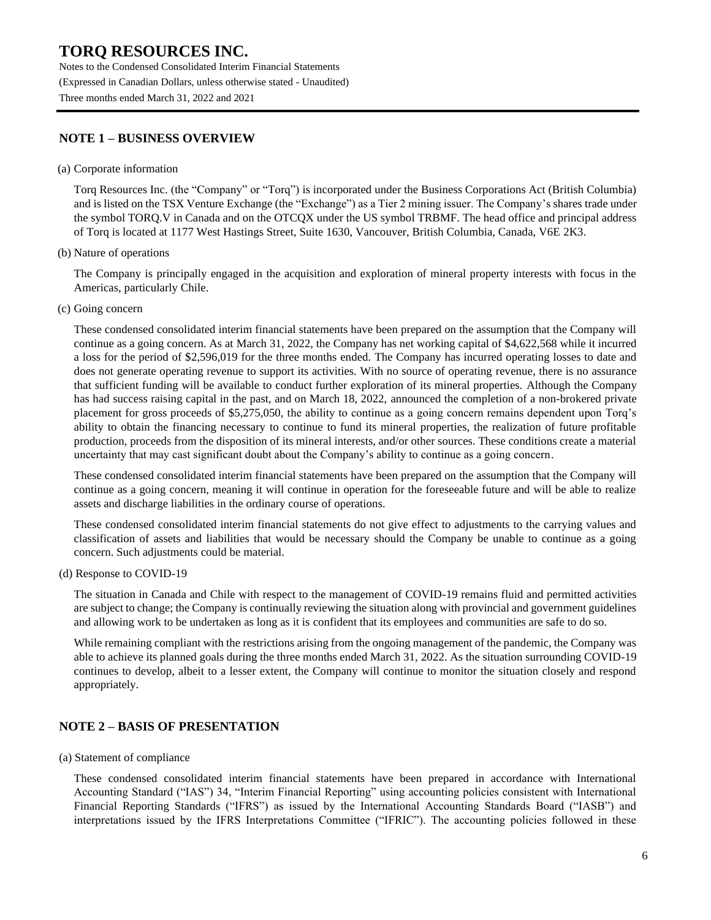## NOTE 1 – BUSINESS OVERVIEW

(a) Corporate information

Torq Resources Inc. (the "Company" or "Torq") is incorporated under the Business Corporations Act (British Columbia) and is listed on the TSX Venture Exchange (the "Exchange") as a Tier 2 mining issuer. The Company's shares trade under the symbol TORQ.V in Canada and on the OTCQX under the US symbol TRBMF. The head office and principal address of Torq is located at 1177 West Hastings Street, Suite 1630, Vancouver, British Columbia, Canada, V6E 2K3.

(b) Nature of operations

The Company is principally engaged in the acquisition and exploration of mineral property interests with focus in the Americas, particularly Chile.

(c) Going concern

These condensed consolidated interim financial statements have been prepared on the assumption that the Company will continue as a going concern. As at March 31, 2022, the Company has net working capital of $4,622,568 while it incurred a loss for the period of $2,596,019 for the three months ended. The Company has incurred operating losses to date and does not generate operating revenue to support its activities. With no source of operating revenue, there is no assurance that sufficient funding will be available to conduct further exploration of its mineral properties. Although the Company has had success raising capital in the past, and on March 18, 2022, announced the completion of a non-brokered private placement for gross proceeds of $5,275,050, the ability to continue as a going concern remains dependent upon Torq's ability to obtain the financing necessary to continue to fund its mineral properties, the realization of future profitable production, proceeds from the disposition of its mineral interests, and/or other sources. These conditions create a material uncertainty that may cast significant doubt about the Company's ability to continue as a going concern.

These condensed consolidated interim financial statements have been prepared on the assumption that the Company will continue as a going concern, meaning it will continue in operation for the foreseeable future and will be able to realize assets and discharge liabilities in the ordinary course of operations.

These condensed consolidated interim financial statements do not give effect to adjustments to the carrying values and classification of assets and liabilities that would be necessary should the Company be unable to continue as a going concern. Such adjustments could be material.

(d) Response to COVID-19

The situation in Canada and Chile with respect to the management of COVID-19 remains fluid and permitted activities are subject to change; the Company is continually reviewing the situation along with provincial and government guidelines and allowing work to be undertaken as long as it is confident that its employees and communities are safe to do so.

While remaining compliant with the restrictions arising from the ongoing management of the pandemic, the Company was able to achieve its planned goals during the three months ended March 31, 2022. As the situation surrounding COVID-19 continues to develop, albeit to a lesser extent, the Company will continue to monitor the situation closely and respond appropriately.

## NOTE 2 – BASIS OF PRESENTATION

(a) Statement of compliance

These condensed consolidated interim financial statements have been prepared in accordance with International Accounting Standard ("IAS") 34, "Interim Financial Reporting" using accounting policies consistent with International Financial Reporting Standards ("IFRS") as issued by the International Accounting Standards Board ("IASB") and interpretations issued by the IFRS Interpretations Committee ("IFRIC"). The accounting policies followed in these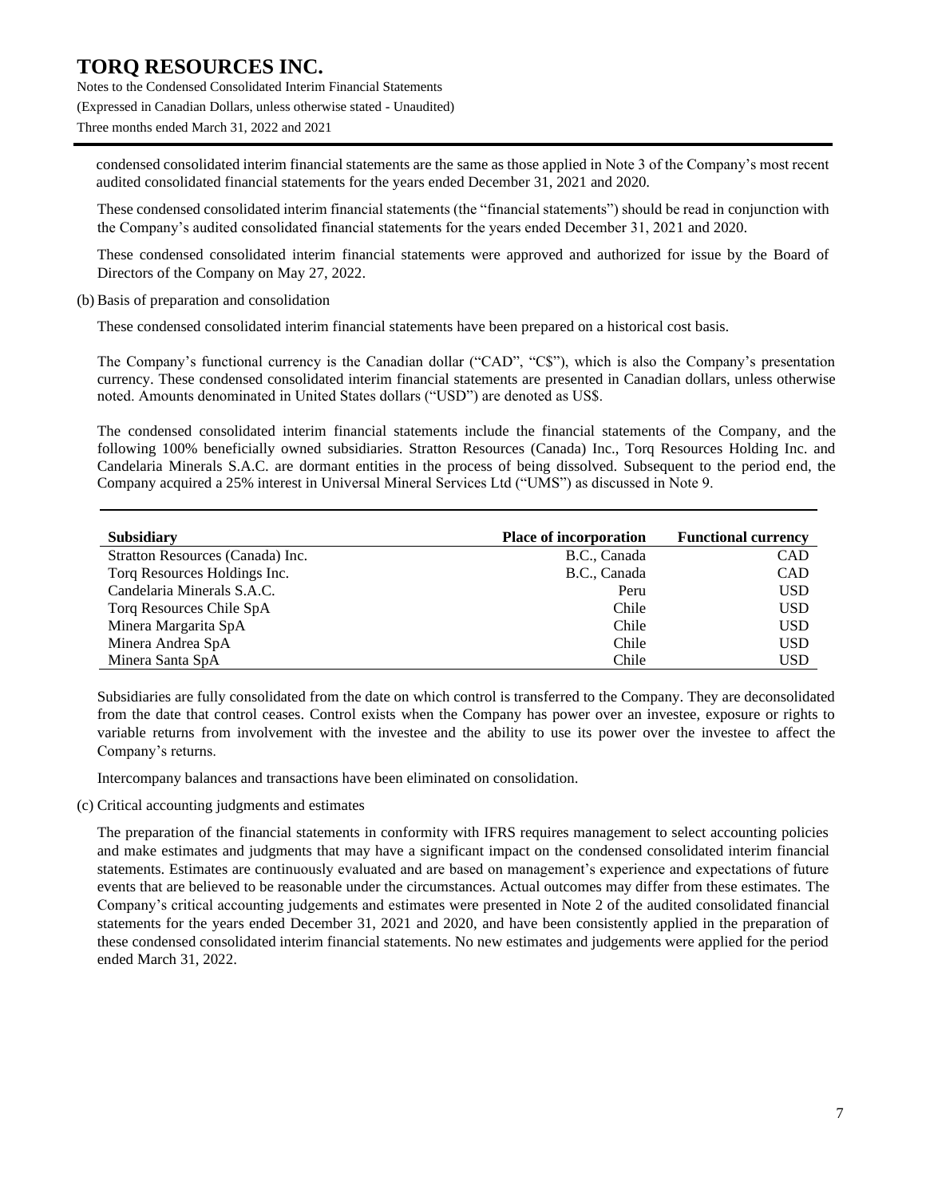condensed consolidated interim financial statements are the same as those applied in Note 3 of the Company's most recent audited consolidated financial statements for the years ended December 31, 2021 and 2020.

These condensed consolidated interim financial statements (the "financial statements") should be read in conjunction with the Company's audited consolidated financial statements for the years ended December 31, 2021 and 2020.

These condensed consolidated interim financial statements were approved and authorized for issue by the Board of Directors of the Company on May 27, 2022.

(b) Basis of preparation and consolidation

These condensed consolidated interim financial statements have been prepared on a historical cost basis.

The Company's functional currency is the Canadian dollar ("CAD", "C$"), which is also the Company's presentation currency. These condensed consolidated interim financial statements are presented in Canadian dollars, unless otherwise noted. Amounts denominated in United States dollars ("USD") are denoted as US$.

The condensed consolidated interim financial statements include the financial statements of the Company, and the following 100% beneficially owned subsidiaries. Stratton Resources (Canada) Inc., Torq Resources Holding Inc. and Candelaria Minerals S.A.C. are dormant entities in the process of being dissolved. Subsequent to the period end, the Company acquired a 25% interest in Universal Mineral Services Ltd ("UMS") as discussed in Note 9.

| Subsidiary | Place of incorporation | Functional currency |
|---|---:|---:|
| Stratton Resources (Canada) Inc. | B.C., Canada | CAD |
| Torq Resources Holdings Inc. | B.C., Canada | CAD |
| Candelaria Minerals S.A.C. | Peru | USD |
| Torq Resources Chile SpA | Chile | USD |
| Minera Margarita SpA | Chile | USD |
| Minera Andrea SpA | Chile | USD |
| Minera Santa SpA | Chile | USD |

Subsidiaries are fully consolidated from the date on which control is transferred to the Company. They are deconsolidated from the date that control ceases. Control exists when the Company has power over an investee, exposure or rights to variable returns from involvement with the investee and the ability to use its power over the investee to affect the Company's returns.

Intercompany balances and transactions have been eliminated on consolidation.

(c) Critical accounting judgments and estimates

The preparation of the financial statements in conformity with IFRS requires management to select accounting policies and make estimates and judgments that may have a significant impact on the condensed consolidated interim financial statements. Estimates are continuously evaluated and are based on management's experience and expectations of future events that are believed to be reasonable under the circumstances. Actual outcomes may differ from these estimates. The Company's critical accounting judgements and estimates were presented in Note 2 of the audited consolidated financial statements for the years ended December 31, 2021 and 2020, and have been consistently applied in the preparation of these condensed consolidated interim financial statements. No new estimates and judgements were applied for the period ended March 31, 2022.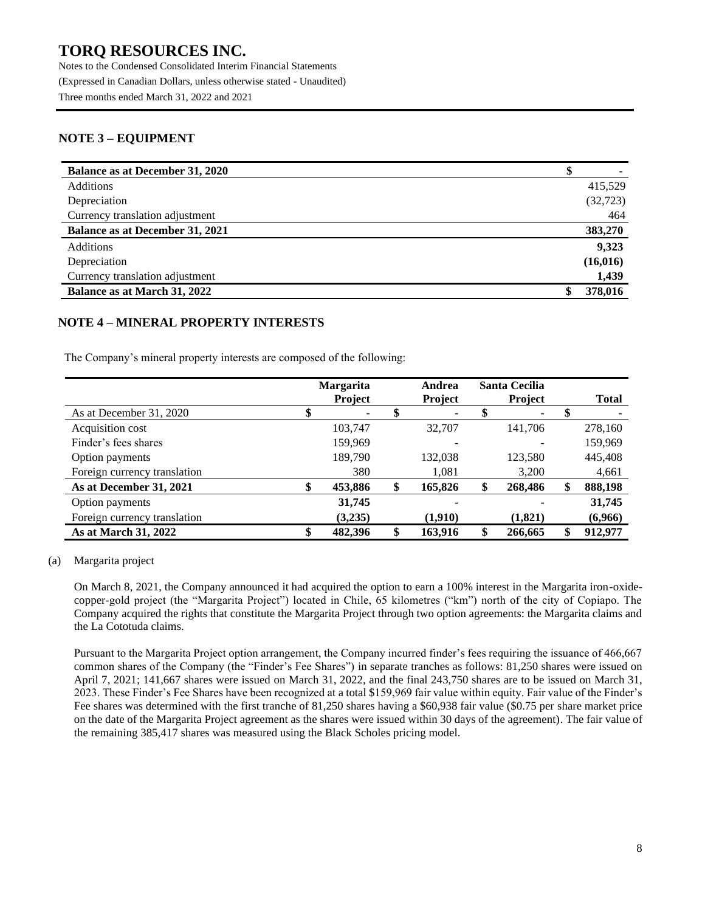# TORQ RESOURCES INC.

Notes to the Condensed Consolidated Interim Financial Statements

(Expressed in Canadian Dollars, unless otherwise stated - Unaudited)

Three months ended March 31, 2022 and 2021

## NOTE 3 – EQUIPMENT

| | |
|---|---|
| **Balance as at December 31, 2020** | **$ -** |
| Additions | 415,529 |
| Depreciation | (32,723) |
| Currency translation adjustment | 464 |
| **Balance as at December 31, 2021** | **383,270** |
| Additions | **9,323** |
| Depreciation | **(16,016)** |
| Currency translation adjustment | **1,439** |
| **Balance as at March 31, 2022** | **$ 378,016** |

## NOTE 4 – MINERAL PROPERTY INTERESTS

The Company's mineral property interests are composed of the following:

| | Margarita Project | Andrea Project | Santa Cecilia Project | Total |
|---|---|---|---|---|
| As at December 31, 2020 | $ - | $ - | $ - | $ - |
| Acquisition cost | 103,747 | 32,707 | 141,706 | 278,160 |
| Finder's fees shares | 159,969 | - | - | 159,969 |
| Option payments | 189,790 | 132,038 | 123,580 | 445,408 |
| Foreign currency translation | 380 | 1,081 | 3,200 | 4,661 |
| **As at December 31, 2021** | **$ 453,886** | **$ 165,826** | **$ 268,486** | **$ 888,198** |
| Option payments | **31,745** | **-** | **-** | **31,745** |
| Foreign currency translation | **(3,235)** | **(1,910)** | **(1,821)** | **(6,966)** |
| **As at March 31, 2022** | **$ 482,396** | **$ 163,916** | **$ 266,665** | **$ 912,977** |

(a) Margarita project

On March 8, 2021, the Company announced it had acquired the option to earn a 100% interest in the Margarita iron-oxide-copper-gold project (the "Margarita Project") located in Chile, 65 kilometres ("km") north of the city of Copiapo. The Company acquired the rights that constitute the Margarita Project through two option agreements: the Margarita claims and the La Cototuda claims.

Pursuant to the Margarita Project option arrangement, the Company incurred finder's fees requiring the issuance of 466,667 common shares of the Company (the "Finder's Fee Shares") in separate tranches as follows: 81,250 shares were issued on April 7, 2021; 141,667 shares were issued on March 31, 2022, and the final 243,750 shares are to be issued on March 31, 2023. These Finder's Fee Shares have been recognized at a total $159,969 fair value within equity. Fair value of the Finder's Fee shares was determined with the first tranche of 81,250 shares having a $60,938 fair value ($0.75 per share market price on the date of the Margarita Project agreement as the shares were issued within 30 days of the agreement). The fair value of the remaining 385,417 shares was measured using the Black Scholes pricing model.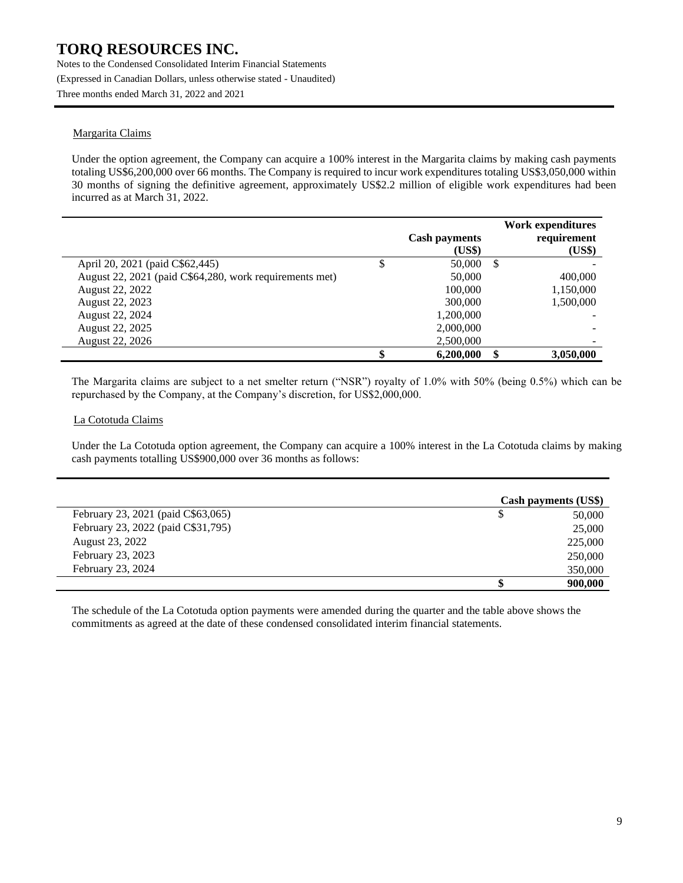Margarita Claims

Under the option agreement, the Company can acquire a 100% interest in the Margarita claims by making cash payments totaling US$6,200,000 over 66 months. The Company is required to incur work expenditures totaling US$3,050,000 within 30 months of signing the definitive agreement, approximately US$2.2 million of eligible work expenditures had been incurred as at March 31, 2022.

| | Cash payments (US$) | Work expenditures requirement (US$) |
|---|---|---|
| April 20, 2021 (paid C$62,445) | $ 50,000 | $ - |
| August 22, 2021 (paid C$64,280, work requirements met) | 50,000 | 400,000 |
| August 22, 2022 | 100,000 | 1,150,000 |
| August 22, 2023 | 300,000 | 1,500,000 |
| August 22, 2024 | 1,200,000 | - |
| August 22, 2025 | 2,000,000 | - |
| August 22, 2026 | 2,500,000 | - |
| | **$ 6,200,000** | **$ 3,050,000** |

The Margarita claims are subject to a net smelter return ("NSR") royalty of 1.0% with 50% (being 0.5%) which can be repurchased by the Company, at the Company's discretion, for US$2,000,000.

La Cototuda Claims

Under the La Cototuda option agreement, the Company can acquire a 100% interest in the La Cototuda claims by making cash payments totalling US$900,000 over 36 months as follows:

| | Cash payments (US$) |
|---|---|
| February 23, 2021 (paid C$63,065) | $ 50,000 |
| February 23, 2022 (paid C$31,795) | 25,000 |
| August 23, 2022 | 225,000 |
| February 23, 2023 | 250,000 |
| February 23, 2024 | 350,000 |
| | **$ 900,000** |

The schedule of the La Cototuda option payments were amended during the quarter and the table above shows the commitments as agreed at the date of these condensed consolidated interim financial statements.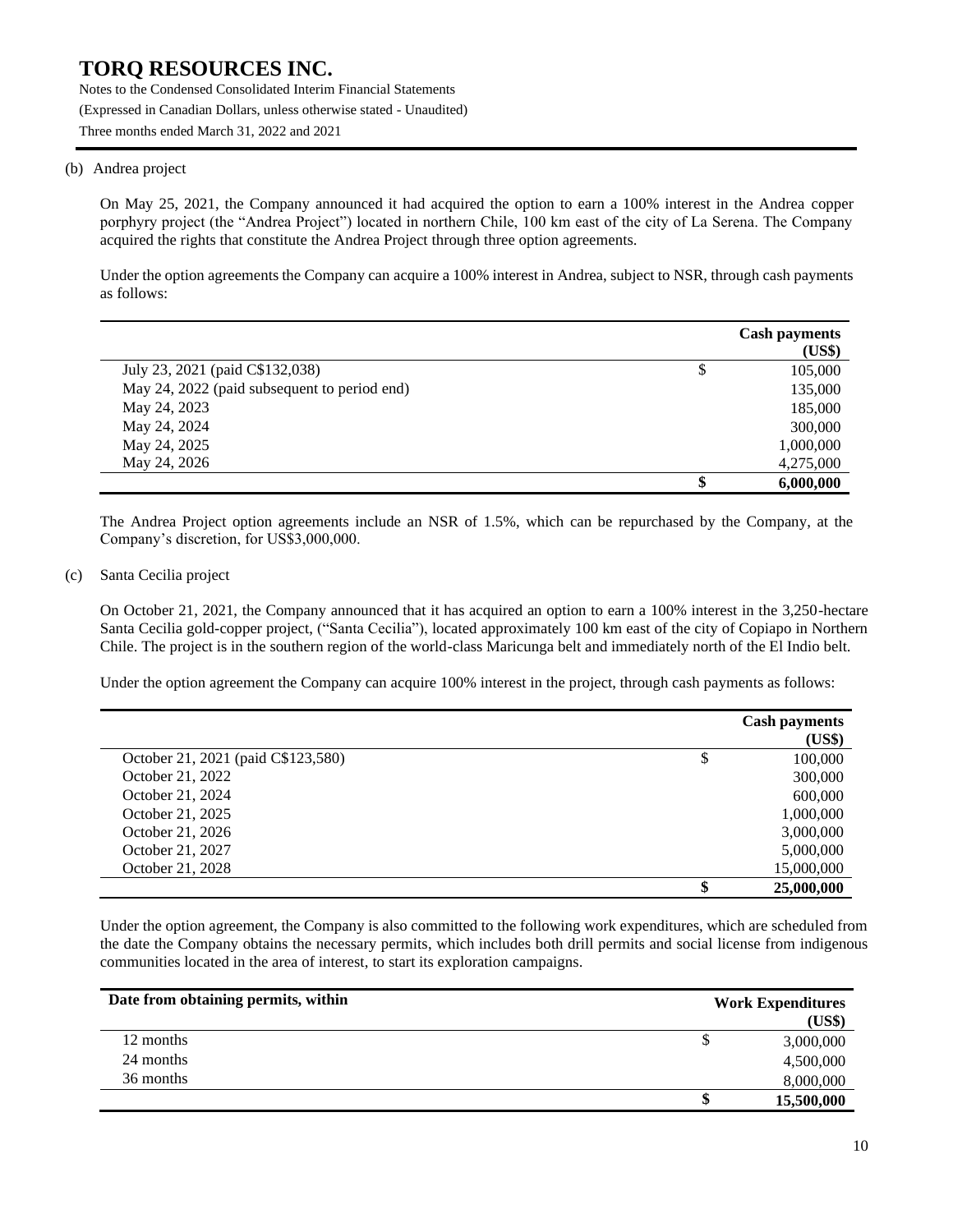(b) Andrea project

On May 25, 2021, the Company announced it had acquired the option to earn a 100% interest in the Andrea copper porphyry project (the "Andrea Project") located in northern Chile, 100 km east of the city of La Serena. The Company acquired the rights that constitute the Andrea Project through three option agreements.

Under the option agreements the Company can acquire a 100% interest in Andrea, subject to NSR, through cash payments as follows:

| | | Cash payments (US$) |
|---|---|---|
| July 23, 2021 (paid C$132,038) | $ | 105,000 |
| May 24, 2022 (paid subsequent to period end) | | 135,000 |
| May 24, 2023 | | 185,000 |
| May 24, 2024 | | 300,000 |
| May 24, 2025 | | 1,000,000 |
| May 24, 2026 | | 4,275,000 |
| | **$** | **6,000,000** |

The Andrea Project option agreements include an NSR of 1.5%, which can be repurchased by the Company, at the Company's discretion, for US$3,000,000.

(c) Santa Cecilia project

On October 21, 2021, the Company announced that it has acquired an option to earn a 100% interest in the 3,250-hectare Santa Cecilia gold-copper project, ("Santa Cecilia"), located approximately 100 km east of the city of Copiapo in Northern Chile. The project is in the southern region of the world-class Maricunga belt and immediately north of the El Indio belt.

Under the option agreement the Company can acquire 100% interest in the project, through cash payments as follows:

| | | Cash payments (US$) |
|---|---|---|
| October 21, 2021 (paid C$123,580) | $ | 100,000 |
| October 21, 2022 | | 300,000 |
| October 21, 2024 | | 600,000 |
| October 21, 2025 | | 1,000,000 |
| October 21, 2026 | | 3,000,000 |
| October 21, 2027 | | 5,000,000 |
| October 21, 2028 | | 15,000,000 |
| | **$** | **25,000,000** |

Under the option agreement, the Company is also committed to the following work expenditures, which are scheduled from the date the Company obtains the necessary permits, which includes both drill permits and social license from indigenous communities located in the area of interest, to start its exploration campaigns.

| Date from obtaining permits, within | | Work Expenditures (US$) |
|---|---|---|
| 12 months | $ | 3,000,000 |
| 24 months | | 4,500,000 |
| 36 months | | 8,000,000 |
| | **$** | **15,500,000** |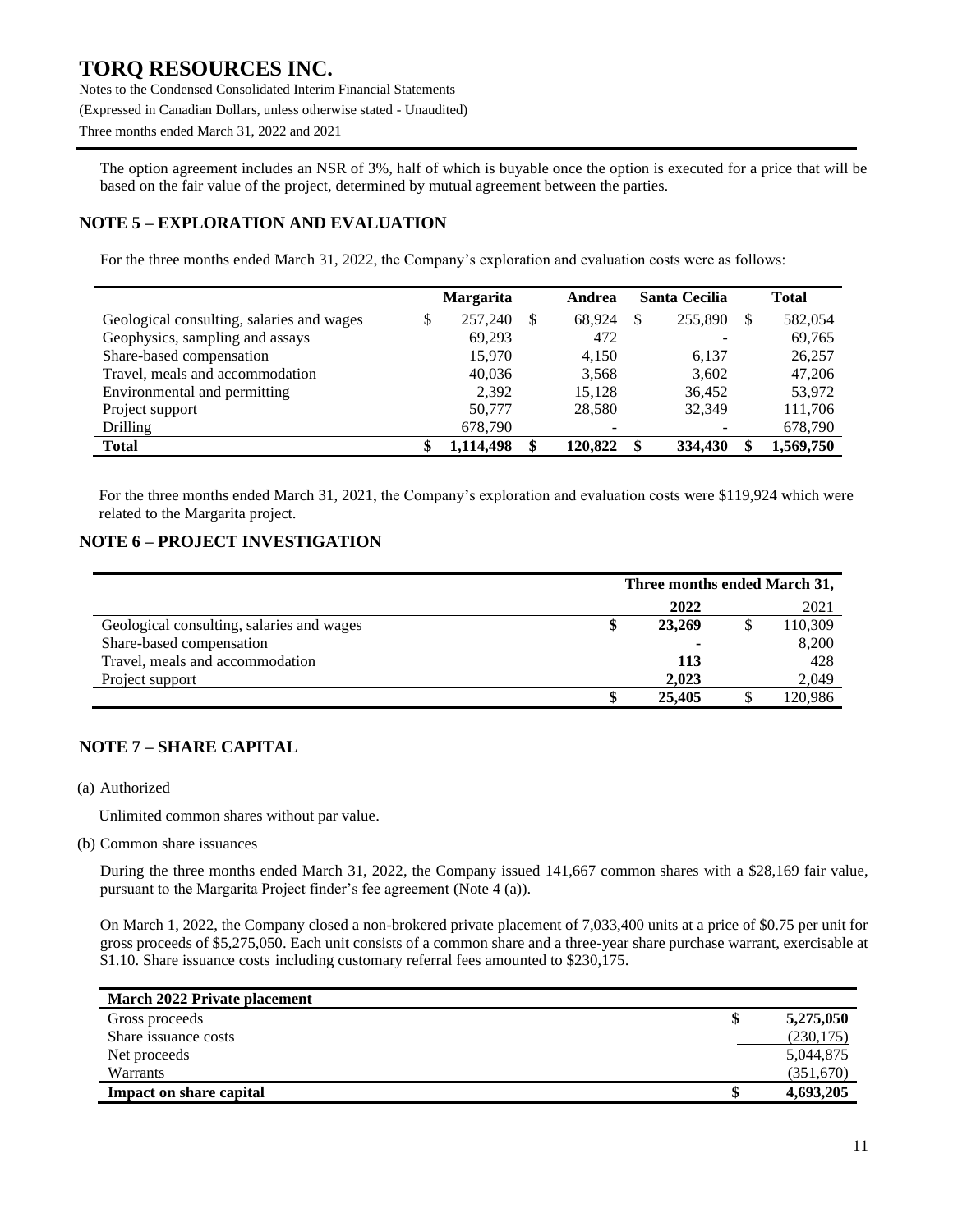The option agreement includes an NSR of 3%, half of which is buyable once the option is executed for a price that will be based on the fair value of the project, determined by mutual agreement between the parties.

## NOTE 5 – EXPLORATION AND EVALUATION

For the three months ended March 31, 2022, the Company's exploration and evaluation costs were as follows:

| | Margarita | Andrea | Santa Cecilia | Total |
|---|---|---|---|---|
| Geological consulting, salaries and wages | $ 257,240 | $ 68,924 | $ 255,890 | $ 582,054 |
| Geophysics, sampling and assays | 69,293 | 472 | - | 69,765 |
| Share-based compensation | 15,970 | 4,150 | 6,137 | 26,257 |
| Travel, meals and accommodation | 40,036 | 3,568 | 3,602 | 47,206 |
| Environmental and permitting | 2,392 | 15,128 | 36,452 | 53,972 |
| Project support | 50,777 | 28,580 | 32,349 | 111,706 |
| Drilling | 678,790 | - | - | 678,790 |
| **Total** | **$ 1,114,498** | **$ 120,822** | **$ 334,430** | **$ 1,569,750** |

For the three months ended March 31, 2021, the Company's exploration and evaluation costs were $119,924 which were related to the Margarita project.

## NOTE 6 – PROJECT INVESTIGATION

| | Three months ended March 31, | |
|---|---|---|
| | **2022** | 2021 |
| Geological consulting, salaries and wages | **$ 23,269** | $ 110,309 |
| Share-based compensation | **-** | 8,200 |
| Travel, meals and accommodation | **113** | 428 |
| Project support | **2,023** | 2,049 |
| | **$ 25,405** | $ 120,986 |

## NOTE 7 – SHARE CAPITAL

(a) Authorized

Unlimited common shares without par value.

(b) Common share issuances

During the three months ended March 31, 2022, the Company issued 141,667 common shares with a $28,169 fair value, pursuant to the Margarita Project finder's fee agreement (Note 4 (a)).

On March 1, 2022, the Company closed a non-brokered private placement of 7,033,400 units at a price of $0.75 per unit for gross proceeds of $5,275,050. Each unit consists of a common share and a three-year share purchase warrant, exercisable at $1.10. Share issuance costs including customary referral fees amounted to $230,175.

| **March 2022 Private placement** | |
|---|---|
| Gross proceeds | **$ 5,275,050** |
| Share issuance costs | (230,175) |
| Net proceeds | 5,044,875 |
| Warrants | (351,670) |
| **Impact on share capital** | **$ 4,693,205** |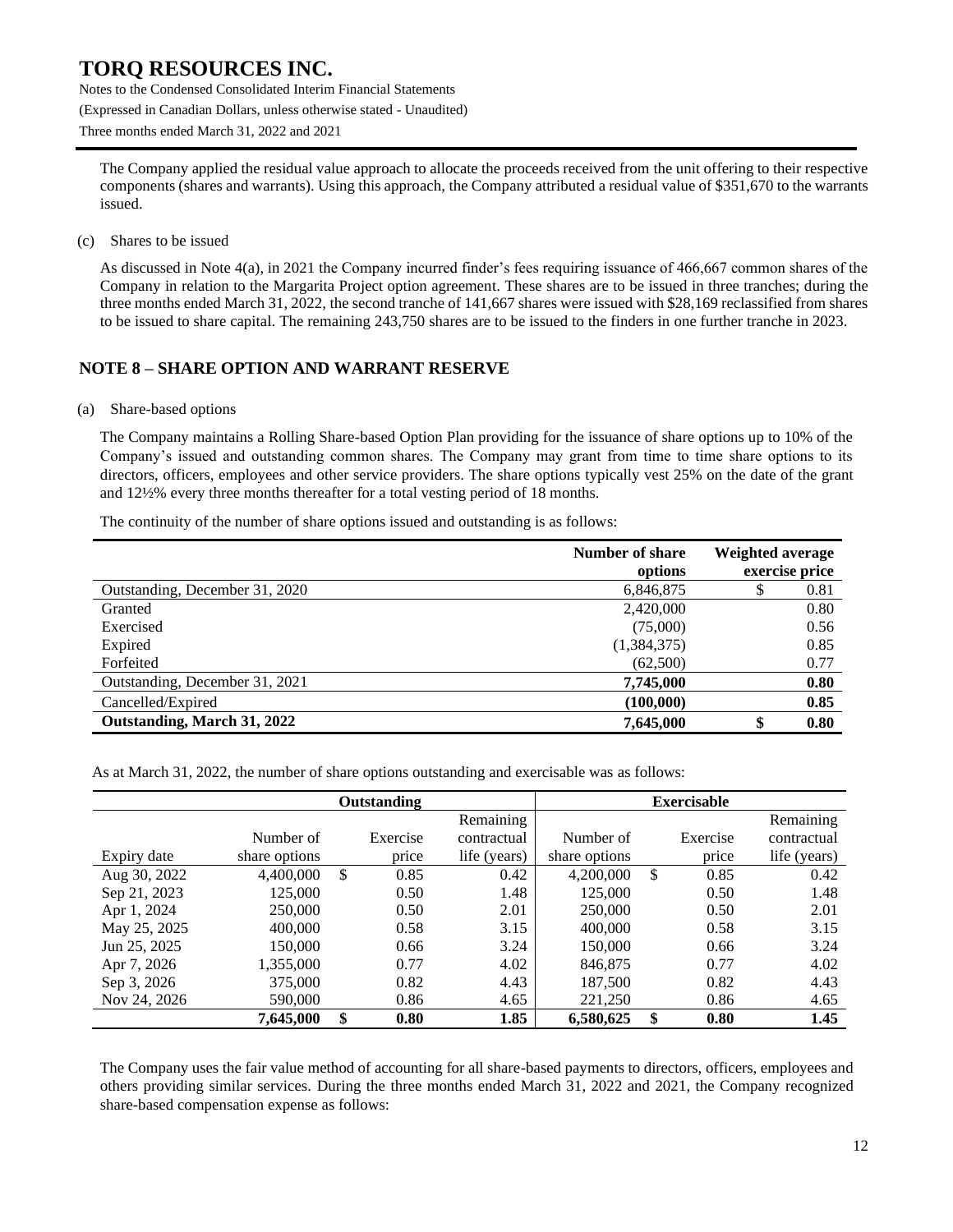The Company applied the residual value approach to allocate the proceeds received from the unit offering to their respective components (shares and warrants). Using this approach, the Company attributed a residual value of $351,670 to the warrants issued.

(c) Shares to be issued

As discussed in Note 4(a), in 2021 the Company incurred finder's fees requiring issuance of 466,667 common shares of the Company in relation to the Margarita Project option agreement. These shares are to be issued in three tranches; during the three months ended March 31, 2022, the second tranche of 141,667 shares were issued with $28,169 reclassified from shares to be issued to share capital. The remaining 243,750 shares are to be issued to the finders in one further tranche in 2023.

## NOTE 8 – SHARE OPTION AND WARRANT RESERVE

(a) Share-based options

The Company maintains a Rolling Share-based Option Plan providing for the issuance of share options up to 10% of the Company's issued and outstanding common shares. The Company may grant from time to time share options to its directors, officers, employees and other service providers. The share options typically vest 25% on the date of the grant and 12½% every three months thereafter for a total vesting period of 18 months.

The continuity of the number of share options issued and outstanding is as follows:

| | Number of share options | Weighted average exercise price |
|---|---|---|
| Outstanding, December 31, 2020 | 6,846,875 | $ 0.81 |
| Granted | 2,420,000 | 0.80 |
| Exercised | (75,000) | 0.56 |
| Expired | (1,384,375) | 0.85 |
| Forfeited | (62,500) | 0.77 |
| Outstanding, December 31, 2021 | **7,745,000** | **0.80** |
| Cancelled/Expired | **(100,000)** | **0.85** |
| **Outstanding, March 31, 2022** | **7,645,000** | **$ 0.80** |

As at March 31, 2022, the number of share options outstanding and exercisable was as follows:

| | Outstanding | | | Exercisable | | |
|---|---|---|---|---|---|---|
| Expiry date | Number of share options | Exercise price | Remaining contractual life (years) | Number of share options | Exercise price | Remaining contractual life (years) |
| Aug 30, 2022 | 4,400,000 | $ 0.85 | 0.42 | 4,200,000 | $ 0.85 | 0.42 |
| Sep 21, 2023 | 125,000 | 0.50 | 1.48 | 125,000 | 0.50 | 1.48 |
| Apr 1, 2024 | 250,000 | 0.50 | 2.01 | 250,000 | 0.50 | 2.01 |
| May 25, 2025 | 400,000 | 0.58 | 3.15 | 400,000 | 0.58 | 3.15 |
| Jun 25, 2025 | 150,000 | 0.66 | 3.24 | 150,000 | 0.66 | 3.24 |
| Apr 7, 2026 | 1,355,000 | 0.77 | 4.02 | 846,875 | 0.77 | 4.02 |
| Sep 3, 2026 | 375,000 | 0.82 | 4.43 | 187,500 | 0.82 | 4.43 |
| Nov 24, 2026 | 590,000 | 0.86 | 4.65 | 221,250 | 0.86 | 4.65 |
| | **7,645,000** | **$ 0.80** | **1.85** | **6,580,625** | **$ 0.80** | **1.45** |

The Company uses the fair value method of accounting for all share-based payments to directors, officers, employees and others providing similar services. During the three months ended March 31, 2022 and 2021, the Company recognized share-based compensation expense as follows: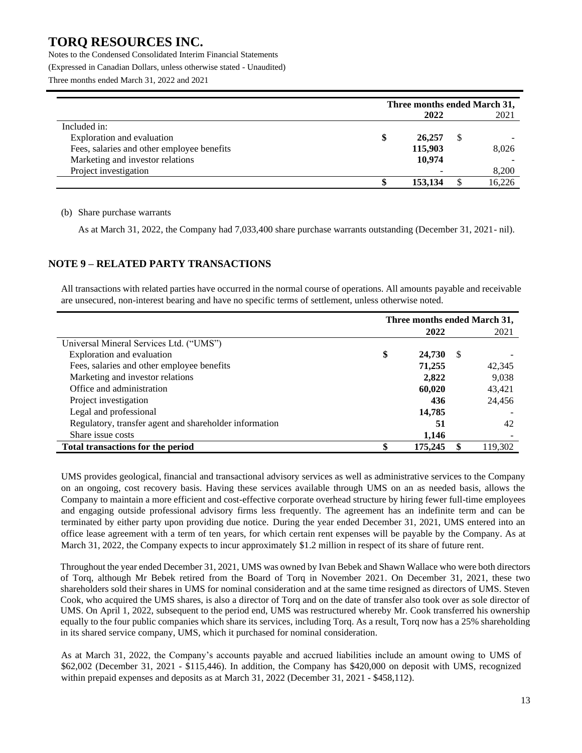| | Three months ended March 31, | |
|---|---|---|
| | **2022** | 2021 |
| Included in: | | |
| Exploration and evaluation | **$ 26,257** | $ - |
| Fees, salaries and other employee benefits | **115,903** | 8,026 |
| Marketing and investor relations | **10,974** | - |
| Project investigation | **-** | 8,200 |
| | **$ 153,134** | $ 16,226 |

(b) Share purchase warrants

As at March 31, 2022, the Company had 7,033,400 share purchase warrants outstanding (December 31, 2021- nil).

## NOTE 9 – RELATED PARTY TRANSACTIONS

All transactions with related parties have occurred in the normal course of operations. All amounts payable and receivable are unsecured, non-interest bearing and have no specific terms of settlement, unless otherwise noted.

| | Three months ended March 31, | |
|---|---|---|
| | **2022** | 2021 |
| Universal Mineral Services Ltd. ("UMS") | | |
| Exploration and evaluation | **$ 24,730** | $ - |
| Fees, salaries and other employee benefits | **71,255** | 42,345 |
| Marketing and investor relations | **2,822** | 9,038 |
| Office and administration | **60,020** | 43,421 |
| Project investigation | **436** | 24,456 |
| Legal and professional | **14,785** | - |
| Regulatory, transfer agent and shareholder information | **51** | 42 |
| Share issue costs | **1,146** | - |
| **Total transactions for the period** | **$ 175,245** | **$ 119,302** |

UMS provides geological, financial and transactional advisory services as well as administrative services to the Company on an ongoing, cost recovery basis. Having these services available through UMS on an as needed basis, allows the Company to maintain a more efficient and cost-effective corporate overhead structure by hiring fewer full-time employees and engaging outside professional advisory firms less frequently. The agreement has an indefinite term and can be terminated by either party upon providing due notice. During the year ended December 31, 2021, UMS entered into an office lease agreement with a term of ten years, for which certain rent expenses will be payable by the Company. As at March 31, 2022, the Company expects to incur approximately $1.2 million in respect of its share of future rent.

Throughout the year ended December 31, 2021, UMS was owned by Ivan Bebek and Shawn Wallace who were both directors of Torq, although Mr Bebek retired from the Board of Torq in November 2021. On December 31, 2021, these two shareholders sold their shares in UMS for nominal consideration and at the same time resigned as directors of UMS. Steven Cook, who acquired the UMS shares, is also a director of Torq and on the date of transfer also took over as sole director of UMS. On April 1, 2022, subsequent to the period end, UMS was restructured whereby Mr. Cook transferred his ownership equally to the four public companies which share its services, including Torq. As a result, Torq now has a 25% shareholding in its shared service company, UMS, which it purchased for nominal consideration.

As at March 31, 2022, the Company's accounts payable and accrued liabilities include an amount owing to UMS of $62,002 (December 31, 2021 - $115,446). In addition, the Company has $420,000 on deposit with UMS, recognized within prepaid expenses and deposits as at March 31, 2022 (December 31, 2021 - $458,112).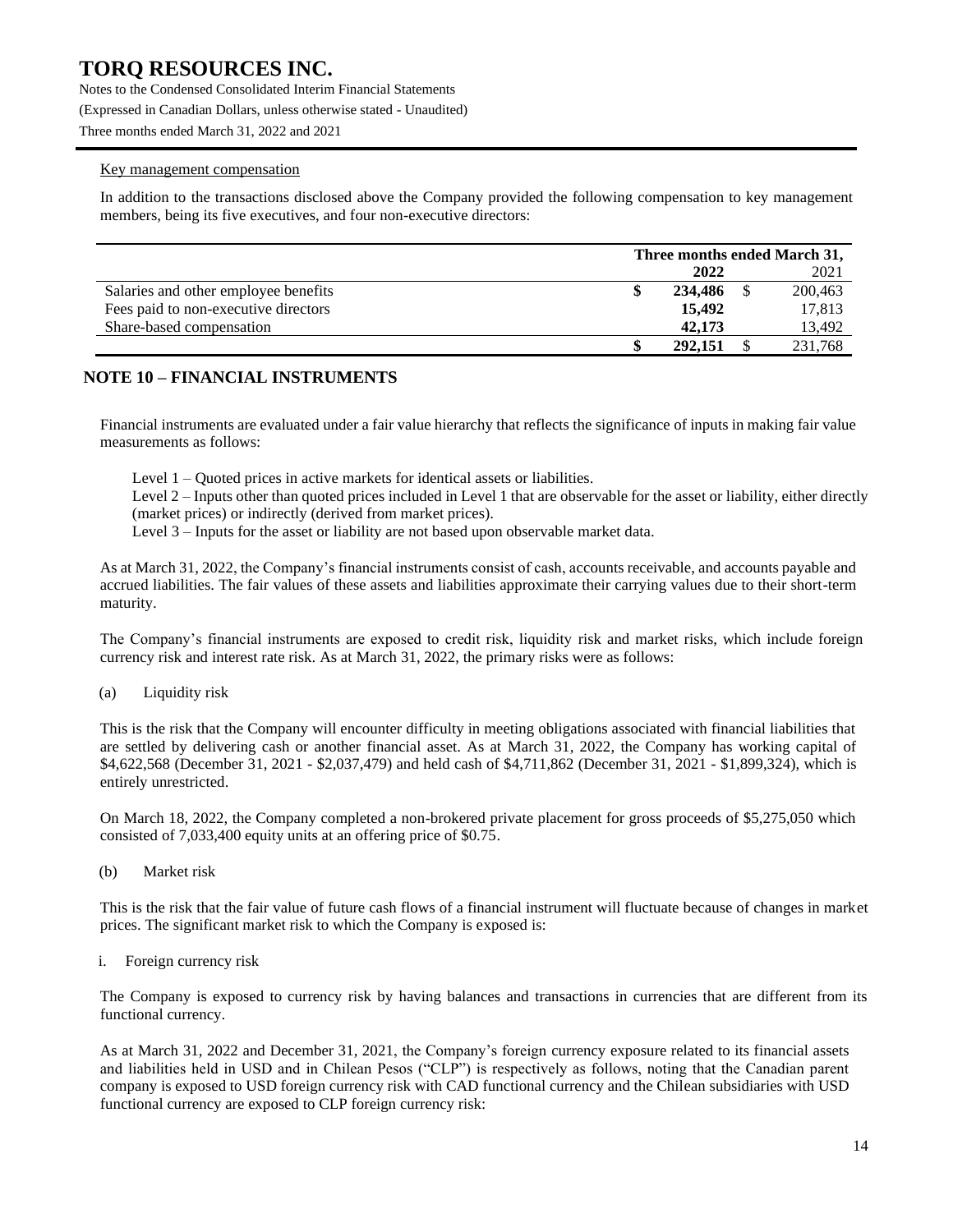#### Key management compensation

In addition to the transactions disclosed above the Company provided the following compensation to key management members, being its five executives, and four non-executive directors:

| | Three months ended March 31, | |
|---|---|---|
| | **2022** | 2021 |
| Salaries and other employee benefits | **$ 234,486** | $ 200,463 |
| Fees paid to non-executive directors | **15,492** | 17,813 |
| Share-based compensation | **42,173** | 13,492 |
| | **$ 292,151** | $ 231,768 |

## NOTE 10 – FINANCIAL INSTRUMENTS

Financial instruments are evaluated under a fair value hierarchy that reflects the significance of inputs in making fair value measurements as follows:

Level 1 – Quoted prices in active markets for identical assets or liabilities.
Level 2 – Inputs other than quoted prices included in Level 1 that are observable for the asset or liability, either directly (market prices) or indirectly (derived from market prices).
Level 3 – Inputs for the asset or liability are not based upon observable market data.

As at March 31, 2022, the Company's financial instruments consist of cash, accounts receivable, and accounts payable and accrued liabilities. The fair values of these assets and liabilities approximate their carrying values due to their short-term maturity.

The Company's financial instruments are exposed to credit risk, liquidity risk and market risks, which include foreign currency risk and interest rate risk. As at March 31, 2022, the primary risks were as follows:

(a) Liquidity risk

This is the risk that the Company will encounter difficulty in meeting obligations associated with financial liabilities that are settled by delivering cash or another financial asset. As at March 31, 2022, the Company has working capital of $4,622,568 (December 31, 2021 - $2,037,479) and held cash of $4,711,862 (December 31, 2021 - $1,899,324), which is entirely unrestricted.

On March 18, 2022, the Company completed a non-brokered private placement for gross proceeds of $5,275,050 which consisted of 7,033,400 equity units at an offering price of $0.75.

(b) Market risk

This is the risk that the fair value of future cash flows of a financial instrument will fluctuate because of changes in market prices. The significant market risk to which the Company is exposed is:

i. Foreign currency risk

The Company is exposed to currency risk by having balances and transactions in currencies that are different from its functional currency.

As at March 31, 2022 and December 31, 2021, the Company's foreign currency exposure related to its financial assets and liabilities held in USD and in Chilean Pesos ("CLP") is respectively as follows, noting that the Canadian parent company is exposed to USD foreign currency risk with CAD functional currency and the Chilean subsidiaries with USD functional currency are exposed to CLP foreign currency risk: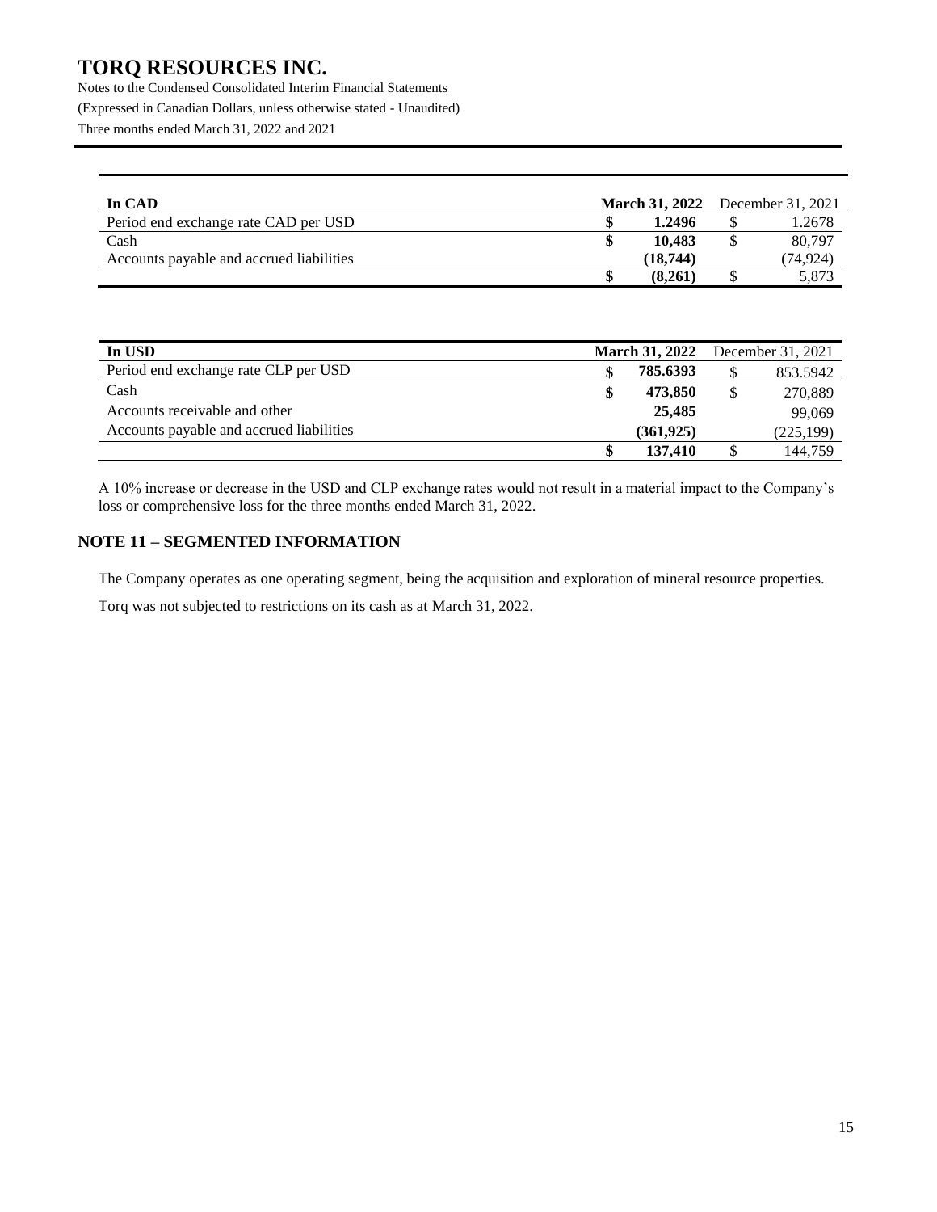| In CAD | March 31, 2022 | December 31, 2021 |
| --- | --- | --- |
| Period end exchange rate CAD per USD | $ **1.2496** | $ 1.2678 |
| Cash | $ **10,483** | $ 80,797 |
| Accounts payable and accrued liabilities | **(18,744)** | (74,924) |
| | $ **(8,261)** | $ 5,873 |

| In USD | March 31, 2022 | December 31, 2021 |
| --- | --- | --- |
| Period end exchange rate CLP per USD | $ **785.6393** | $ 853.5942 |
| Cash | $ **473,850** | $ 270,889 |
| Accounts receivable and other | **25,485** | 99,069 |
| Accounts payable and accrued liabilities | **(361,925)** | (225,199) |
| | $ **137,410** | $ 144,759 |

A 10% increase or decrease in the USD and CLP exchange rates would not result in a material impact to the Company's loss or comprehensive loss for the three months ended March 31, 2022.

## NOTE 11 – SEGMENTED INFORMATION

The Company operates as one operating segment, being the acquisition and exploration of mineral resource properties.

Torq was not subjected to restrictions on its cash as at March 31, 2022.